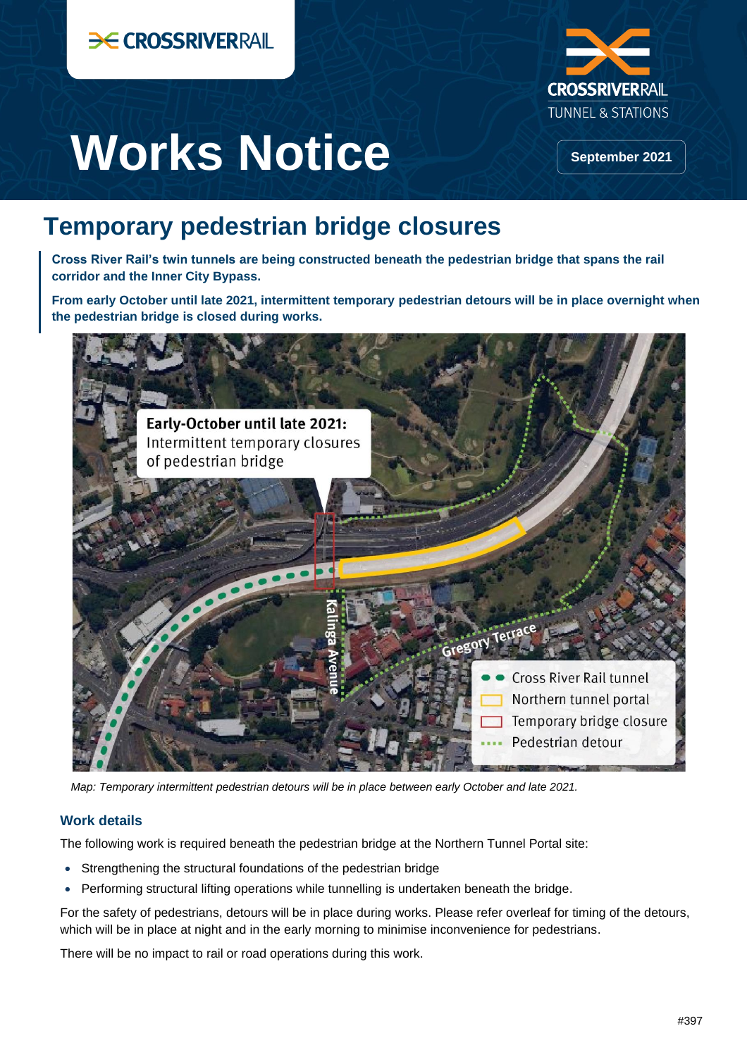# Works Notice

September 2021

## Temporary pedestrian bridge closures

**Cross River Rail's twin tunnels are being constructed beneath the pedestrian bridge that spans the rail corridor and the Inner City Bypass.**

**From early October until late 2021, intermittent temporary pedestrian detours will be in place overnight when the pedestrian bridge is closed during works.**

*Map: Temporary intermittent pedestrian detours will be in place between early October and late 2021.*

### Work details

The following work is required beneath the pedestrian bridge at the Northern Tunnel Portal site:

- Strengthening the structural foundations of the pedestrian bridge
- Performing structural lifting operations while tunnelling is undertaken beneath the bridge.

For the safety of pedestrians, detours will be in place during works. Please refer overleaf for timing of the detours, which will be in place at night and in the early morning to minimise inconvenience for pedestrians.

There will be no impact to rail or road operations during this work.

#397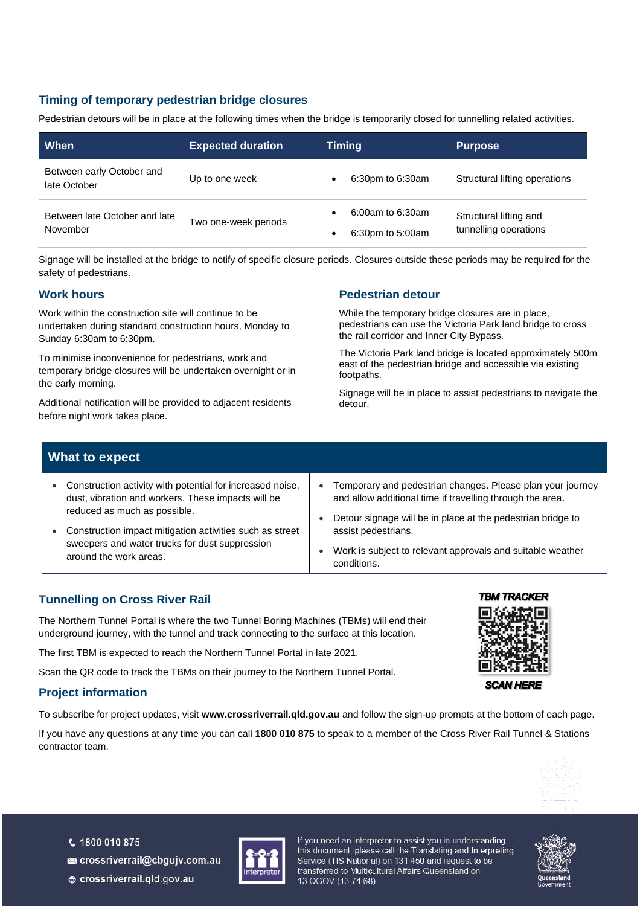## Timing of temporary pedestrian bridge closures

Pedestrian detours will be in place at the following times when the bridge is temporarily closed for tunnelling related activities.

| When | Expected duration | Timing | Purpose |
|---|---|---|---|
| Between early October and late October | Up to one week | • 6:30pm to 6:30am | Structural lifting operations |
| Between late October and late November | Two one-week periods | • 6:00am to 6:30am<br>• 6:30pm to 5:00am | Structural lifting and tunnelling operations |

Signage will be installed at the bridge to notify of specific closure periods. Closures outside these periods may be required for the safety of pedestrians.

### Work hours

Work within the construction site will continue to be undertaken during standard construction hours, Monday to Sunday 6:30am to 6:30pm.

To minimise inconvenience for pedestrians, work and temporary bridge closures will be undertaken overnight or in the early morning.

Additional notification will be provided to adjacent residents before night work takes place.

### Pedestrian detour

While the temporary bridge closures are in place, pedestrians can use the Victoria Park land bridge to cross the rail corridor and Inner City Bypass.

The Victoria Park land bridge is located approximately 500m east of the pedestrian bridge and accessible via existing footpaths.

Signage will be in place to assist pedestrians to navigate the detour.

## What to expect

- Construction activity with potential for increased noise, dust, vibration and workers. These impacts will be reduced as much as possible.
- Construction impact mitigation activities such as street sweepers and water trucks for dust suppression around the work areas.
- Temporary and pedestrian changes. Please plan your journey and allow additional time if travelling through the area.
- Detour signage will be in place at the pedestrian bridge to assist pedestrians.
- Work is subject to relevant approvals and suitable weather conditions.

### Tunnelling on Cross River Rail

The Northern Tunnel Portal is where the two Tunnel Boring Machines (TBMs) will end their underground journey, with the tunnel and track connecting to the surface at this location.

The first TBM is expected to reach the Northern Tunnel Portal in late 2021.

Scan the QR code to track the TBMs on their journey to the Northern Tunnel Portal.

TBM TRACKER

SCAN HERE

### Project information

To subscribe for project updates, visit **www.crossriverrail.qld.gov.au** and follow the sign-up prompts at the bottom of each page.

If you have any questions at any time you can call **1800 010 875** to speak to a member of the Cross River Rail Tunnel & Stations contractor team.

1800 010 875
crossriverrail@cbgujv.com.au
crossriverrail.qld.gov.au

Interpreter

If you need an interpreter to assist you in understanding this document, please call the Translating and Interpreting Service (TIS National) on 131 450 and request to be transferred to Multicultural Affairs Queensland on 13 QGOV (13 74 68)

Queensland Government